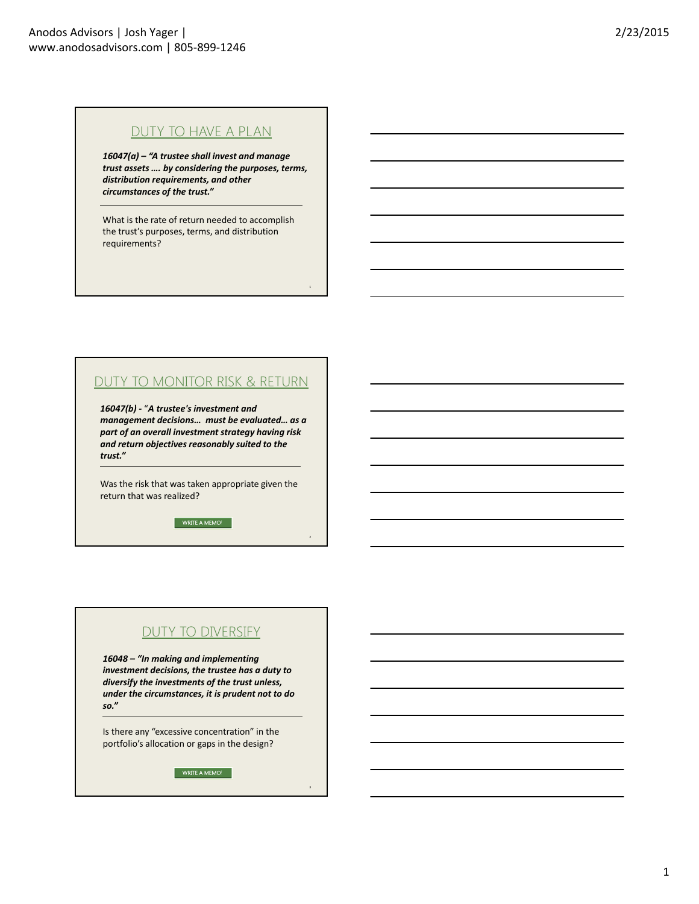## DUTY TO HAVE A PLAN

***16047(a) – "A trustee shall invest and manage trust assets …. by considering the purposes, terms, distribution requirements, and other circumstances of the trust."***

What is the rate of return needed to accomplish the trust's purposes, terms, and distribution requirements?

## DUTY TO MONITOR RISK & RETURN

***16047(b) - "A trustee's investment and management decisions… must be evaluated… as a part of an overall investment strategy having risk and return objectives reasonably suited to the trust."***

Was the risk that was taken appropriate given the return that was realized?

WRITE A MEMO!

## DUTY TO DIVERSIFY

***16048 – "In making and implementing investment decisions, the trustee has a duty to diversify the investments of the trust unless, under the circumstances, it is prudent not to do so."***

Is there any "excessive concentration" in the portfolio's allocation or gaps in the design?

WRITE A MEMO!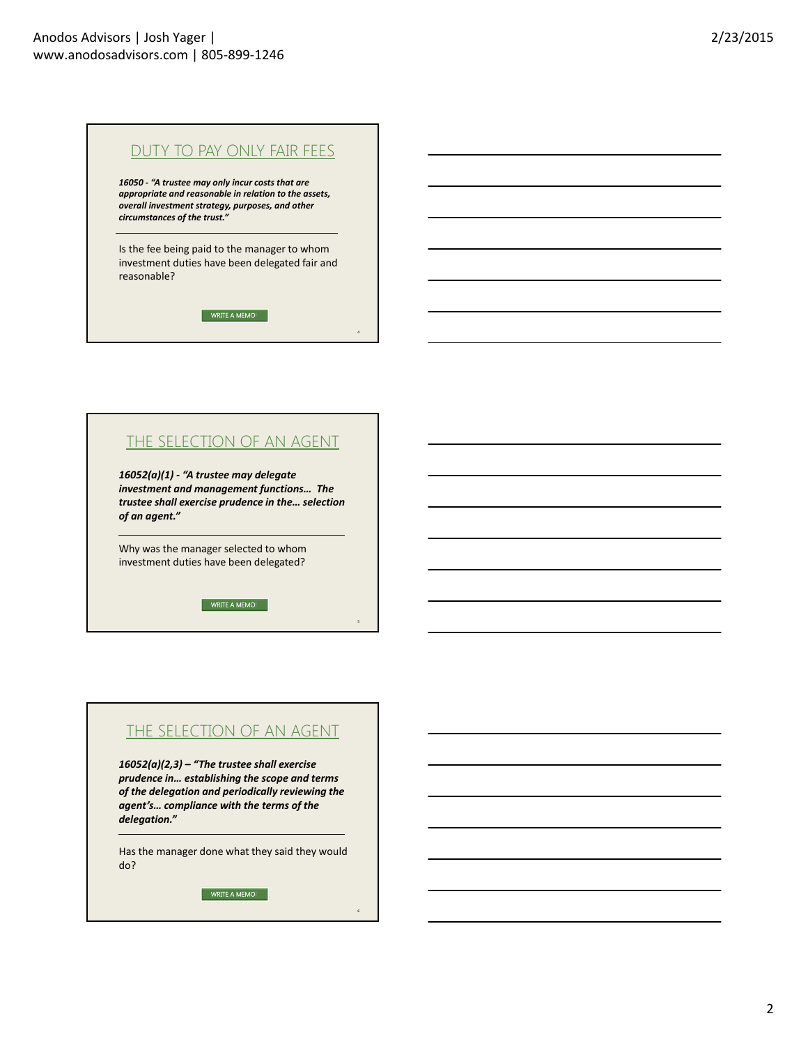## DUTY TO PAY ONLY FAIR FEES

***16050 - "A trustee may only incur costs that are appropriate and reasonable in relation to the assets, overall investment strategy, purposes, and other circumstances of the trust."***

Is the fee being paid to the manager to whom investment duties have been delegated fair and reasonable?

WRITE A MEMO!

## THE SELECTION OF AN AGENT

***16052(a)(1) - "A trustee may delegate investment and management functions… The trustee shall exercise prudence in the… selection of an agent."***

Why was the manager selected to whom investment duties have been delegated?

WRITE A MEMO!

## THE SELECTION OF AN AGENT

***16052(a)(2,3) – "The trustee shall exercise prudence in… establishing the scope and terms of the delegation and periodically reviewing the agent's… compliance with the terms of the delegation."***

Has the manager done what they said they would do?

WRITE A MEMO!